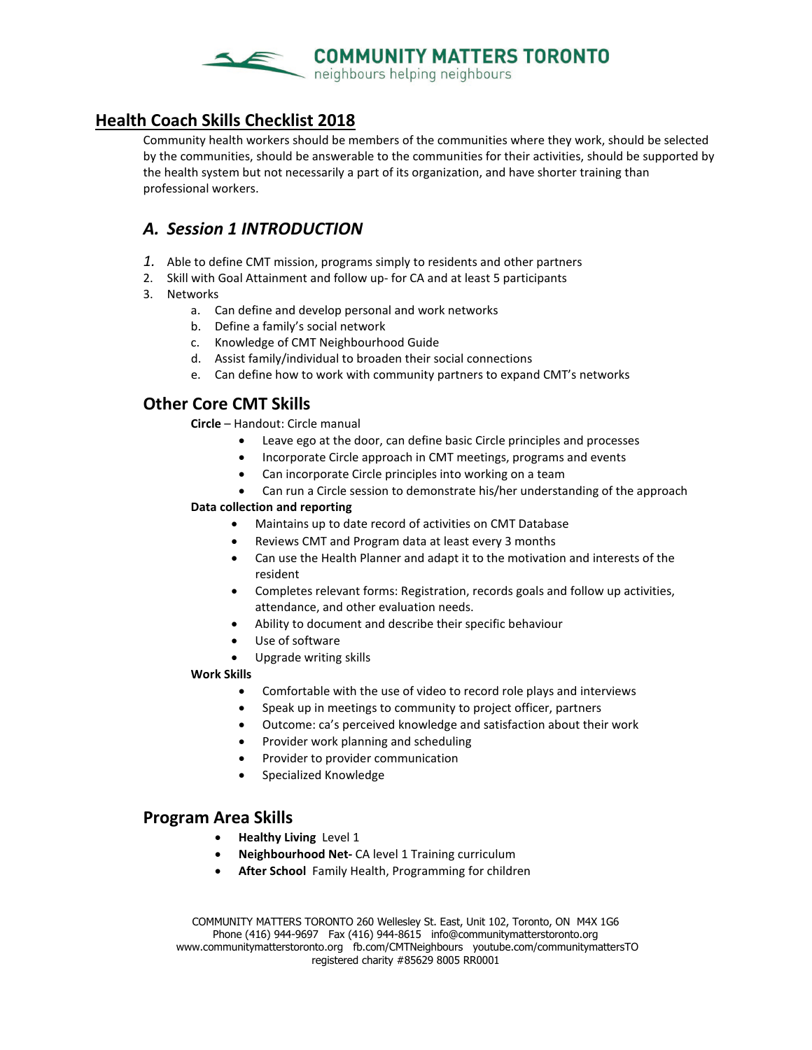COMMUNITY MATTERS TORONTO
neighbours helping neighbours

# Health Coach Skills Checklist 2018

Community health workers should be members of the communities where they work, should be selected by the communities, should be answerable to the communities for their activities, should be supported by the health system but not necessarily a part of its organization, and have shorter training than professional workers.

## *A. Session 1 INTRODUCTION*

1. Able to define CMT mission, programs simply to residents and other partners
2. Skill with Goal Attainment and follow up- for CA and at least 5 participants
3. Networks
   a. Can define and develop personal and work networks
   b. Define a family's social network
   c. Knowledge of CMT Neighbourhood Guide
   d. Assist family/individual to broaden their social connections
   e. Can define how to work with community partners to expand CMT's networks

## Other Core CMT Skills

**Circle** – Handout: Circle manual

- Leave ego at the door, can define basic Circle principles and processes
- Incorporate Circle approach in CMT meetings, programs and events
- Can incorporate Circle principles into working on a team
- Can run a Circle session to demonstrate his/her understanding of the approach

**Data collection and reporting**

- Maintains up to date record of activities on CMT Database
- Reviews CMT and Program data at least every 3 months
- Can use the Health Planner and adapt it to the motivation and interests of the resident
- Completes relevant forms: Registration, records goals and follow up activities, attendance, and other evaluation needs.
- Ability to document and describe their specific behaviour
- Use of software
- Upgrade writing skills

**Work Skills**

- Comfortable with the use of video to record role plays and interviews
- Speak up in meetings to community to project officer, partners
- Outcome: ca's perceived knowledge and satisfaction about their work
- Provider work planning and scheduling
- Provider to provider communication
- Specialized Knowledge

## Program Area Skills

- **Healthy Living** Level 1
- **Neighbourhood Net-** CA level 1 Training curriculum
- **After School** Family Health, Programming for children

COMMUNITY MATTERS TORONTO 260 Wellesley St. East, Unit 102, Toronto, ON M4X 1G6
Phone (416) 944-9697 Fax (416) 944-8615 info@communitymatterstoronto.org
www.communitymatterstoronto.org fb.com/CMTNeighbours youtube.com/communitymattersTO
registered charity #85629 8005 RR0001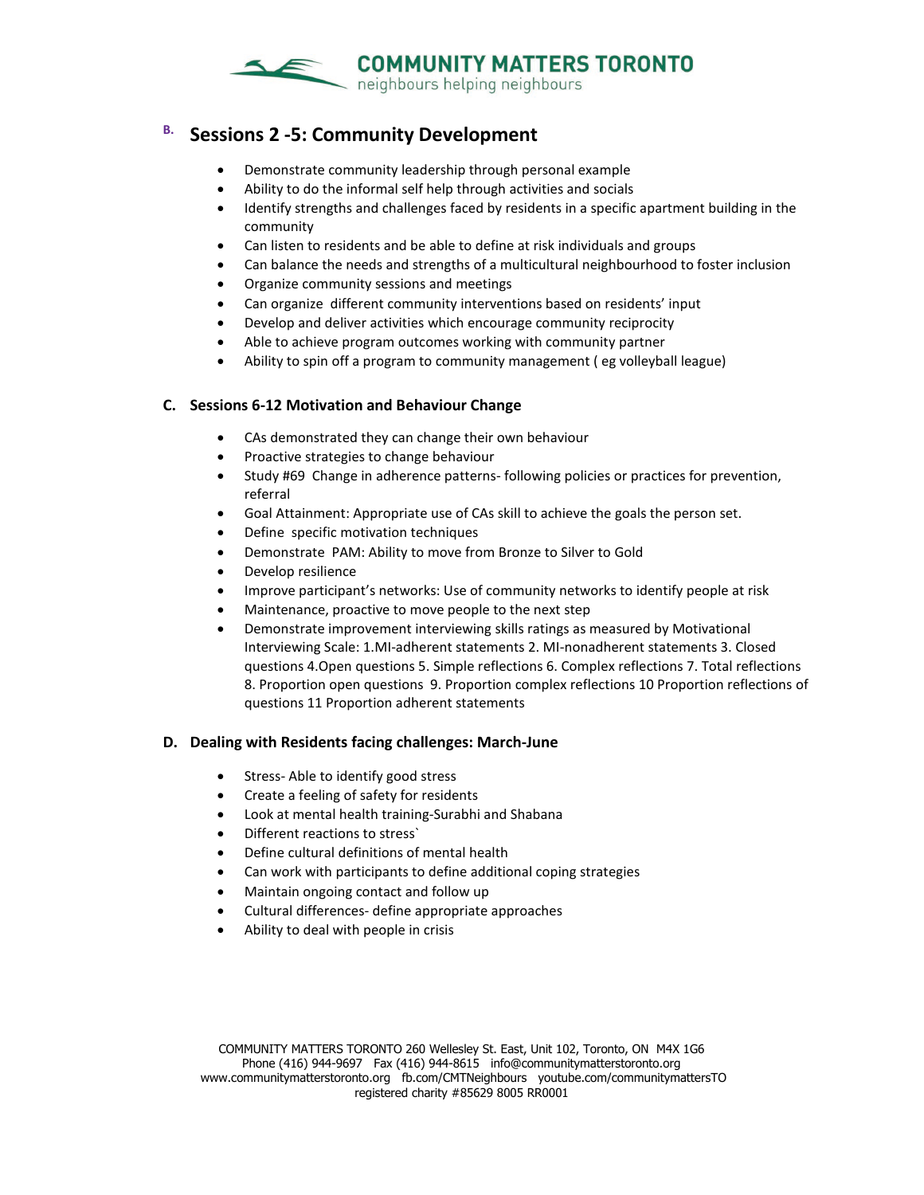## B. Sessions 2 -5: Community Development

- Demonstrate community leadership through personal example
- Ability to do the informal self help through activities and socials
- Identify strengths and challenges faced by residents in a specific apartment building in the community
- Can listen to residents and be able to define at risk individuals and groups
- Can balance the needs and strengths of a multicultural neighbourhood to foster inclusion
- Organize community sessions and meetings
- Can organize different community interventions based on residents' input
- Develop and deliver activities which encourage community reciprocity
- Able to achieve program outcomes working with community partner
- Ability to spin off a program to community management ( eg volleyball league)

## C. Sessions 6-12 Motivation and Behaviour Change

- CAs demonstrated they can change their own behaviour
- Proactive strategies to change behaviour
- Study #69 Change in adherence patterns- following policies or practices for prevention, referral
- Goal Attainment: Appropriate use of CAs skill to achieve the goals the person set.
- Define specific motivation techniques
- Demonstrate PAM: Ability to move from Bronze to Silver to Gold
- Develop resilience
- Improve participant's networks: Use of community networks to identify people at risk
- Maintenance, proactive to move people to the next step
- Demonstrate improvement interviewing skills ratings as measured by Motivational Interviewing Scale: 1.MI-adherent statements 2. MI-nonadherent statements 3. Closed questions 4.Open questions 5. Simple reflections 6. Complex reflections 7. Total reflections 8. Proportion open questions 9. Proportion complex reflections 10 Proportion reflections of questions 11 Proportion adherent statements

## D. Dealing with Residents facing challenges: March-June

- Stress- Able to identify good stress
- Create a feeling of safety for residents
- Look at mental health training-Surabhi and Shabana
- Different reactions to stress`
- Define cultural definitions of mental health
- Can work with participants to define additional coping strategies
- Maintain ongoing contact and follow up
- Cultural differences- define appropriate approaches
- Ability to deal with people in crisis